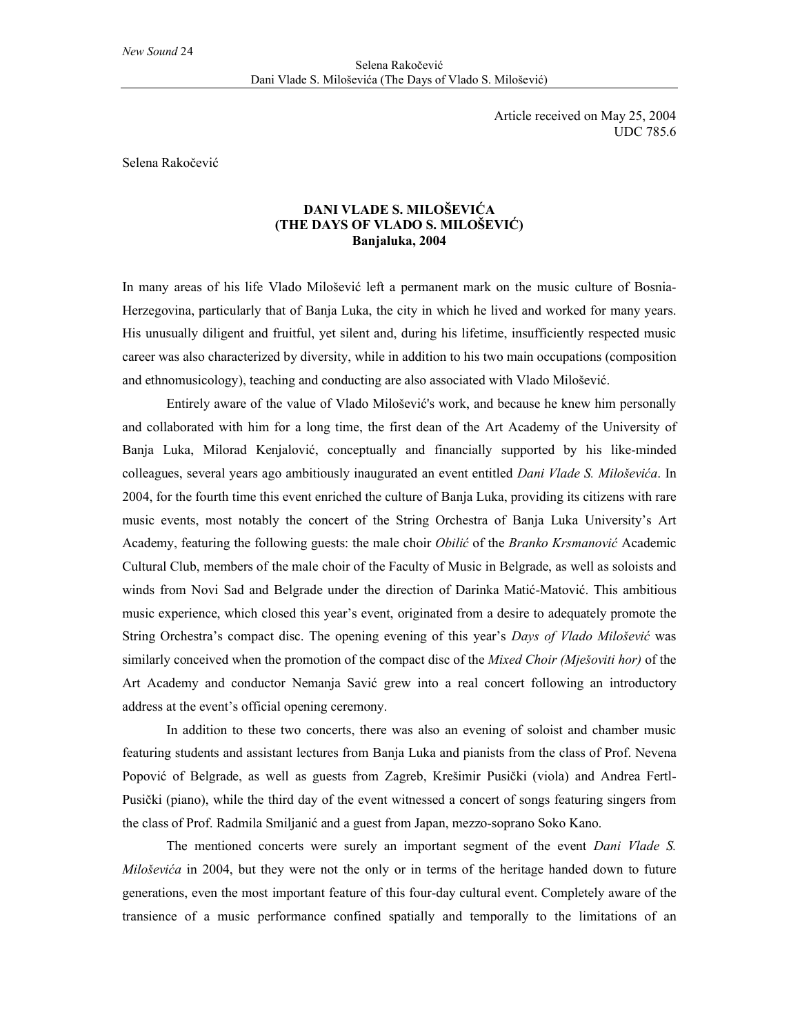Article received on May 25, 2004
UDC 785.6

Selena Rakočević

# DANI VLADE S. MILOŠEVIĆA (THE DAYS OF VLADO S. MILOŠEVIĆ) Banjaluka, 2004

In many areas of his life Vlado Milošević left a permanent mark on the music culture of Bosnia-Herzegovina, particularly that of Banja Luka, the city in which he lived and worked for many years. His unusually diligent and fruitful, yet silent and, during his lifetime, insufficiently respected music career was also characterized by diversity, while in addition to his two main occupations (composition and ethnomusicology), teaching and conducting are also associated with Vlado Milošević.

Entirely aware of the value of Vlado Milošević's work, and because he knew him personally and collaborated with him for a long time, the first dean of the Art Academy of the University of Banja Luka, Milorad Kenjalović, conceptually and financially supported by his like-minded colleagues, several years ago ambitiously inaugurated an event entitled *Dani Vlade S. Miloševića*. In 2004, for the fourth time this event enriched the culture of Banja Luka, providing its citizens with rare music events, most notably the concert of the String Orchestra of Banja Luka University's Art Academy, featuring the following guests: the male choir *Obilić* of the *Branko Krsmanović* Academic Cultural Club, members of the male choir of the Faculty of Music in Belgrade, as well as soloists and winds from Novi Sad and Belgrade under the direction of Darinka Matić-Matović. This ambitious music experience, which closed this year's event, originated from a desire to adequately promote the String Orchestra's compact disc. The opening evening of this year's *Days of Vlado Milošević* was similarly conceived when the promotion of the compact disc of the *Mixed Choir (Mješoviti hor)* of the Art Academy and conductor Nemanja Savić grew into a real concert following an introductory address at the event's official opening ceremony.

In addition to these two concerts, there was also an evening of soloist and chamber music featuring students and assistant lectures from Banja Luka and pianists from the class of Prof. Nevena Popović of Belgrade, as well as guests from Zagreb, Krešimir Pusički (viola) and Andrea Fertl-Pusički (piano), while the third day of the event witnessed a concert of songs featuring singers from the class of Prof. Radmila Smiljanić and a guest from Japan, mezzo-soprano Soko Kano.

The mentioned concerts were surely an important segment of the event *Dani Vlade S. Miloševića* in 2004, but they were not the only or in terms of the heritage handed down to future generations, even the most important feature of this four-day cultural event. Completely aware of the transience of a music performance confined spatially and temporally to the limitations of an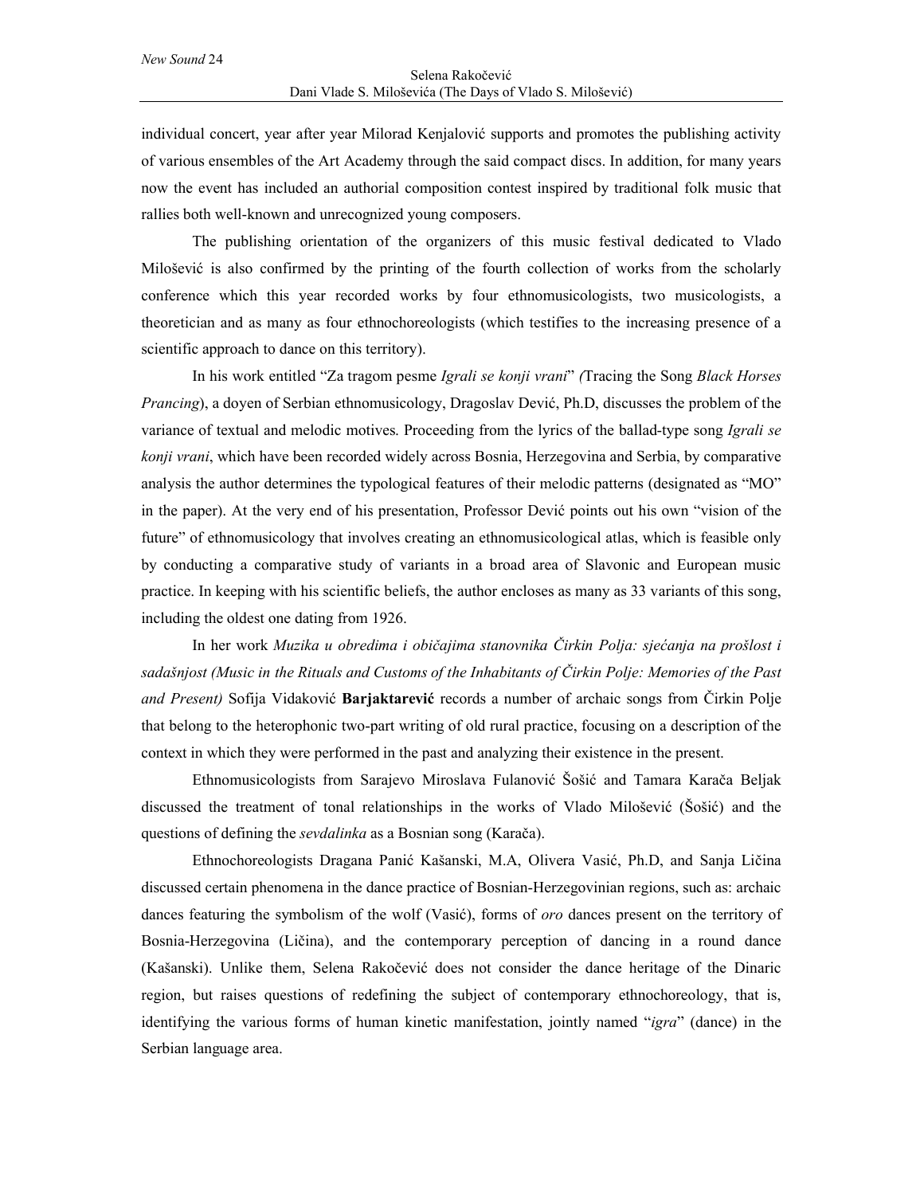individual concert, year after year Milorad Kenjalović supports and promotes the publishing activity of various ensembles of the Art Academy through the said compact discs. In addition, for many years now the event has included an authorial composition contest inspired by traditional folk music that rallies both well-known and unrecognized young composers.

The publishing orientation of the organizers of this music festival dedicated to Vlado Milošević is also confirmed by the printing of the fourth collection of works from the scholarly conference which this year recorded works by four ethnomusicologists, two musicologists, a theoretician and as many as four ethnochoreologists (which testifies to the increasing presence of a scientific approach to dance on this territory).

In his work entitled "Za tragom pesme *Igrali se konji vrani*" *(*Tracing the Song *Black Horses Prancing*), a doyen of Serbian ethnomusicology, Dragoslav Dević, Ph.D, discusses the problem of the variance of textual and melodic motives. Proceeding from the lyrics of the ballad-type song *Igrali se konji vrani*, which have been recorded widely across Bosnia, Herzegovina and Serbia, by comparative analysis the author determines the typological features of their melodic patterns (designated as "MO" in the paper). At the very end of his presentation, Professor Dević points out his own "vision of the future" of ethnomusicology that involves creating an ethnomusicological atlas, which is feasible only by conducting a comparative study of variants in a broad area of Slavonic and European music practice. In keeping with his scientific beliefs, the author encloses as many as 33 variants of this song, including the oldest one dating from 1926.

In her work *Muzika u obredima i običajima stanovnika Čirkin Polja: sjećanja na prošlost i sadašnjost (Music in the Rituals and Customs of the Inhabitants of Čirkin Polje: Memories of the Past and Present)* Sofija Vidaković **Barjaktarević** records a number of archaic songs from Čirkin Polje that belong to the heterophonic two-part writing of old rural practice, focusing on a description of the context in which they were performed in the past and analyzing their existence in the present.

Ethnomusicologists from Sarajevo Miroslava Fulanović Šošić and Tamara Karača Beljak discussed the treatment of tonal relationships in the works of Vlado Milošević (Šošić) and the questions of defining the *sevdalinka* as a Bosnian song (Karača).

Ethnochoreologists Dragana Panić Kašanski, M.A, Olivera Vasić, Ph.D, and Sanja Ličina discussed certain phenomena in the dance practice of Bosnian-Herzegovinian regions, such as: archaic dances featuring the symbolism of the wolf (Vasić), forms of *oro* dances present on the territory of Bosnia-Herzegovina (Ličina), and the contemporary perception of dancing in a round dance (Kašanski). Unlike them, Selena Rakočević does not consider the dance heritage of the Dinaric region, but raises questions of redefining the subject of contemporary ethnochoreology, that is, identifying the various forms of human kinetic manifestation, jointly named "*igra*" (dance) in the Serbian language area.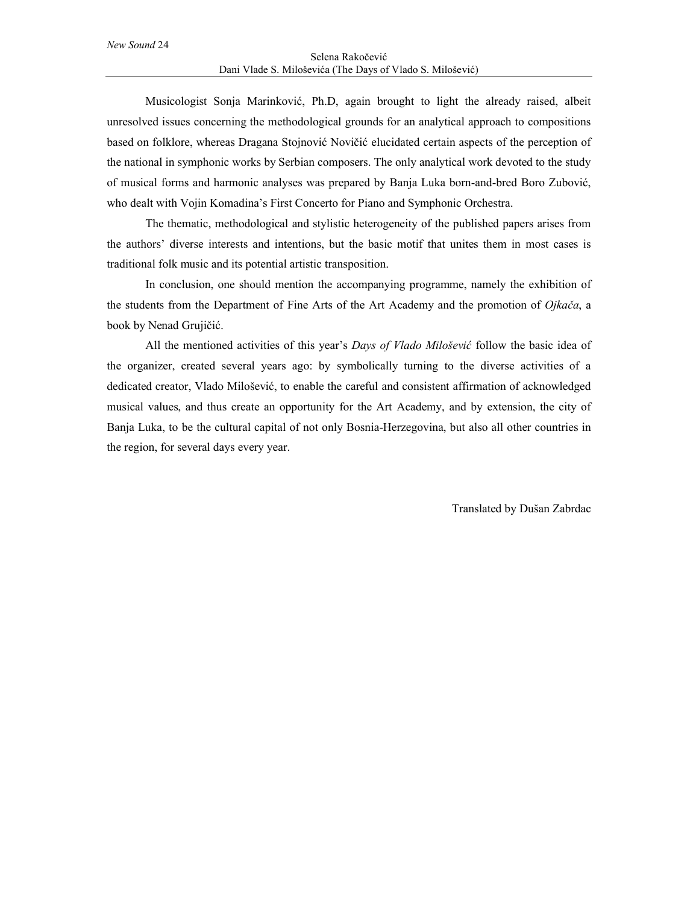Musicologist Sonja Marinković, Ph.D, again brought to light the already raised, albeit unresolved issues concerning the methodological grounds for an analytical approach to compositions based on folklore, whereas Dragana Stojnović Novičić elucidated certain aspects of the perception of the national in symphonic works by Serbian composers. The only analytical work devoted to the study of musical forms and harmonic analyses was prepared by Banja Luka born-and-bred Boro Zubović, who dealt with Vojin Komadina's First Concerto for Piano and Symphonic Orchestra.

The thematic, methodological and stylistic heterogeneity of the published papers arises from the authors' diverse interests and intentions, but the basic motif that unites them in most cases is traditional folk music and its potential artistic transposition.

In conclusion, one should mention the accompanying programme, namely the exhibition of the students from the Department of Fine Arts of the Art Academy and the promotion of *Ojkača*, a book by Nenad Grujičić.

All the mentioned activities of this year's *Days of Vlado Milošević* follow the basic idea of the organizer, created several years ago: by symbolically turning to the diverse activities of a dedicated creator, Vlado Milošević, to enable the careful and consistent affirmation of acknowledged musical values, and thus create an opportunity for the Art Academy, and by extension, the city of Banja Luka, to be the cultural capital of not only Bosnia-Herzegovina, but also all other countries in the region, for several days every year.

Translated by Dušan Zabrdac